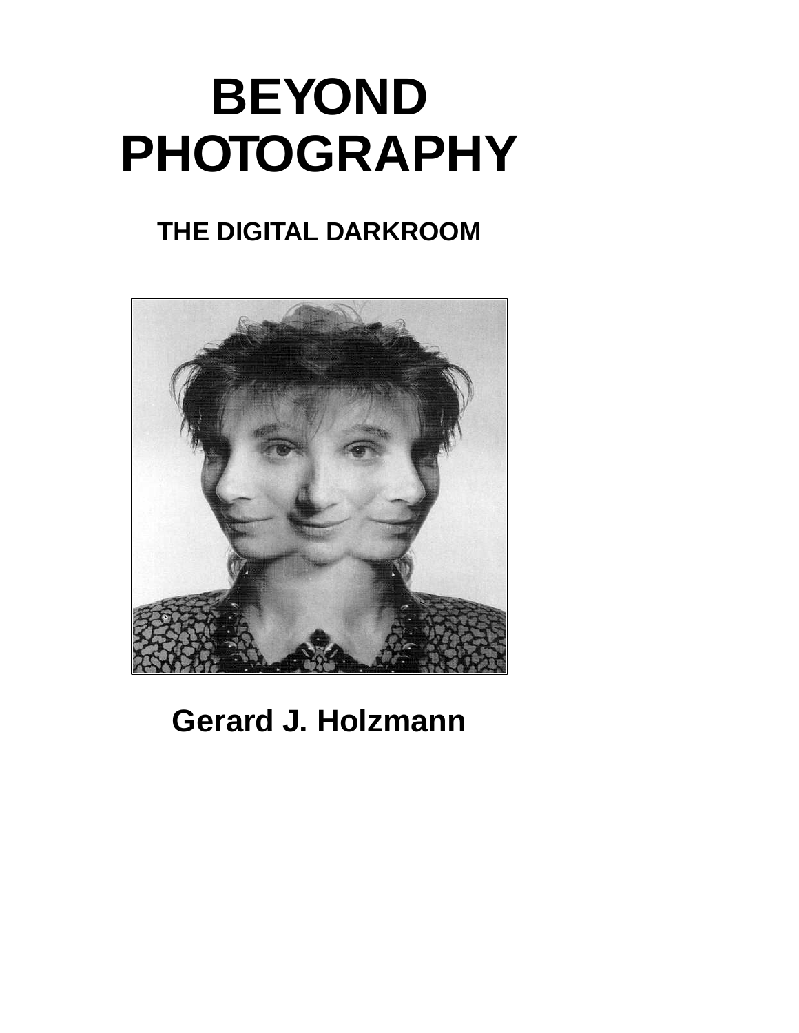# BEYOND PHOTOGRAPHY

## THE DIGITAL DARKROOM

**Gerard J. Holzmann**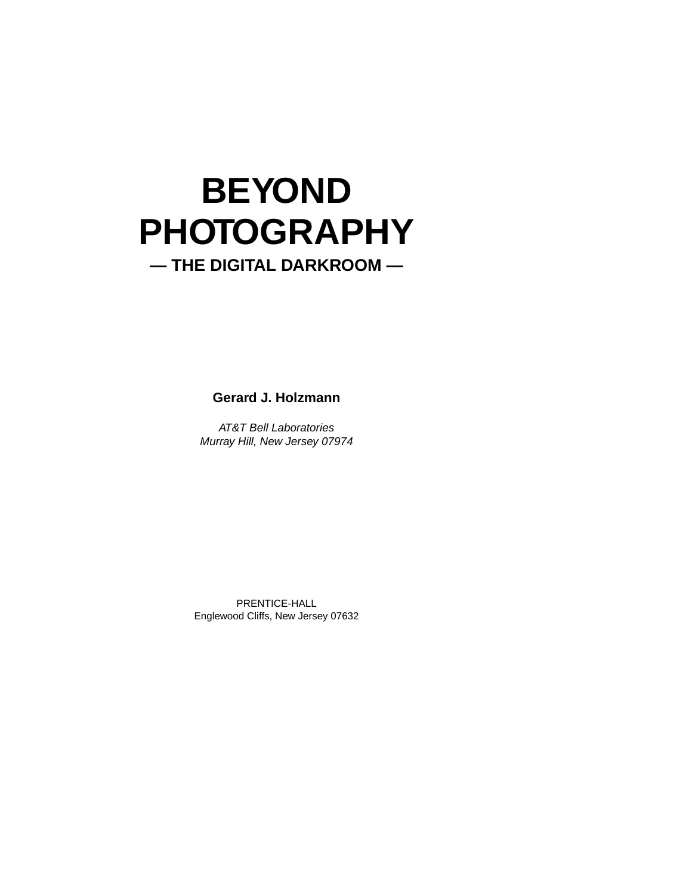# BEYOND PHOTOGRAPHY

## — THE DIGITAL DARKROOM —

**Gerard J. Holzmann**

*AT&T Bell Laboratories*
*Murray Hill, New Jersey 07974*

PRENTICE-HALL
Englewood Cliffs, New Jersey 07632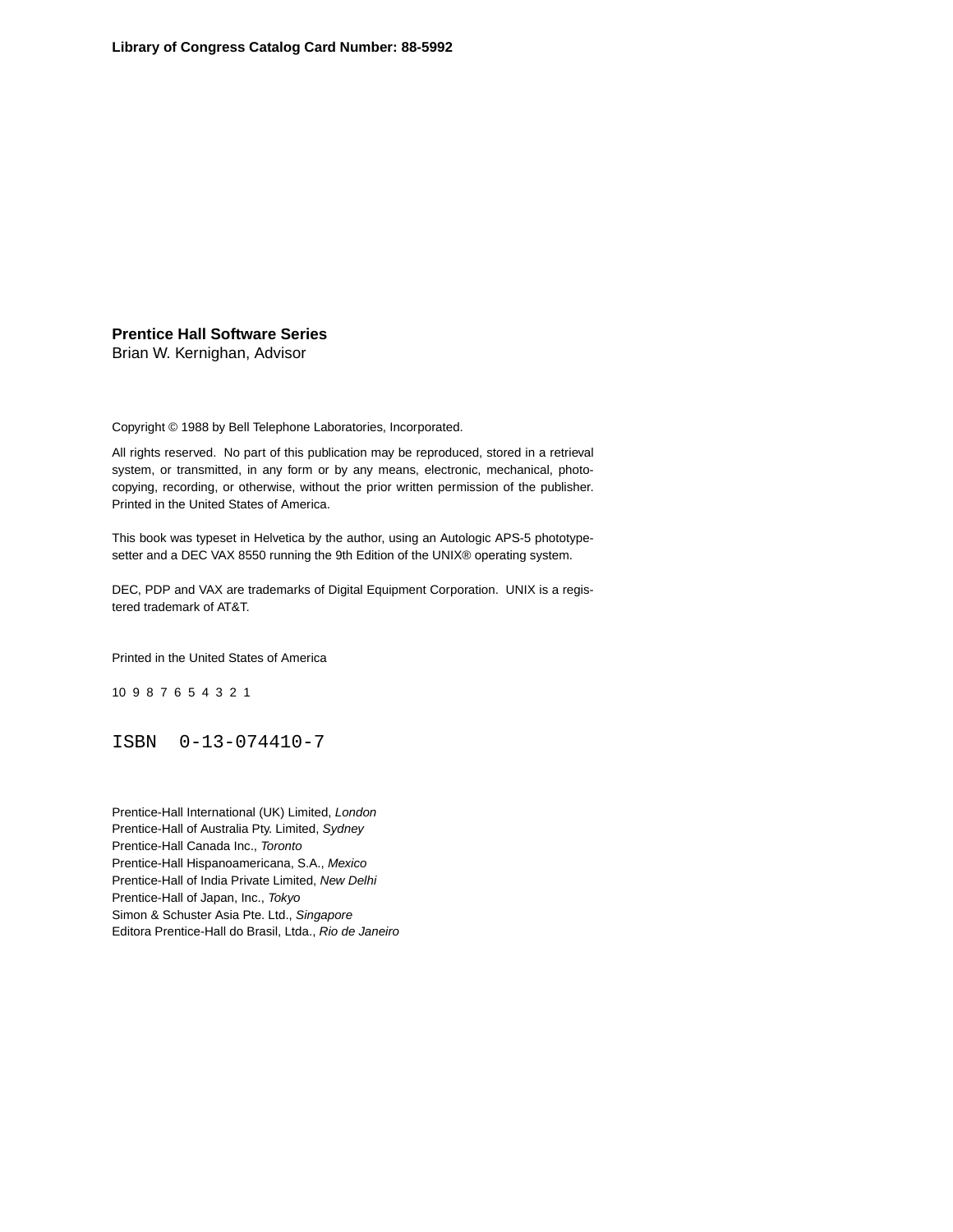**Library of Congress Catalog Card Number: 88-5992**

**Prentice Hall Software Series**
Brian W. Kernighan, Advisor

Copyright © 1988 by Bell Telephone Laboratories, Incorporated.

All rights reserved. No part of this publication may be reproduced, stored in a retrieval system, or transmitted, in any form or by any means, electronic, mechanical, photocopying, recording, or otherwise, without the prior written permission of the publisher. Printed in the United States of America.

This book was typeset in Helvetica by the author, using an Autologic APS-5 phototypesetter and a DEC VAX 8550 running the 9th Edition of the UNIX® operating system.

DEC, PDP and VAX are trademarks of Digital Equipment Corporation. UNIX is a registered trademark of AT&T.

Printed in the United States of America

10 9 8 7 6 5 4 3 2 1

ISBN 0-13-074410-7

Prentice-Hall International (UK) Limited, *London*
Prentice-Hall of Australia Pty. Limited, *Sydney*
Prentice-Hall Canada Inc., *Toronto*
Prentice-Hall Hispanoamericana, S.A., *Mexico*
Prentice-Hall of India Private Limited, *New Delhi*
Prentice-Hall of Japan, Inc., *Tokyo*
Simon & Schuster Asia Pte. Ltd., *Singapore*
Editora Prentice-Hall do Brasil, Ltda., *Rio de Janeiro*